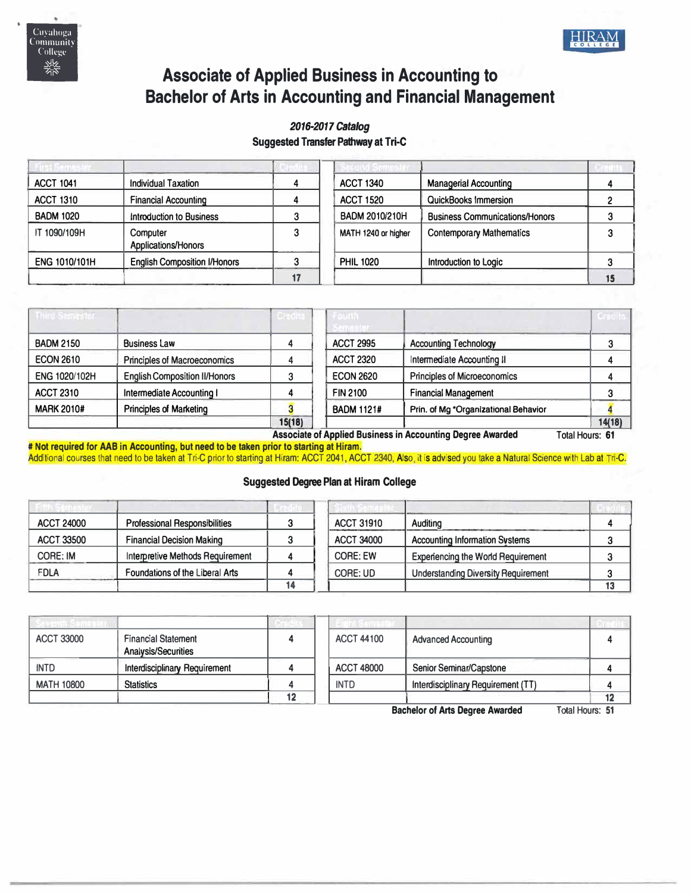# Associate of Applied Business in Accounting to Bachelor of Arts in Accounting and Financial Management

***2016-2017 Catalog***

**Suggested Transfer Pathway at Tri-C**

| First Semester | | Credits | Second Semester | | Credits |
|---|---|---|---|---|---|
| ACCT 1041 | Individual Taxation | 4 | ACCT 1340 | Managerial Accounting | 4 |
| ACCT 1310 | Financial Accounting | 4 | ACCT 1520 | QuickBooks Immersion | 2 |
| BADM 1020 | Introduction to Business | 3 | BADM 2010/210H | Business Communications/Honors | 3 |
| IT 1090/109H | Computer Applications/Honors | 3 | MATH 1240 or higher | Contemporary Mathematics | 3 |
| ENG 1010/101H | English Composition I/Honors | 3 | PHIL 1020 | Introduction to Logic | 3 |
| | | 17 | | | 15 |

| Third Semester | | Credits | Fourth Semester | | Credits |
|---|---|---|---|---|---|
| BADM 2150 | Business Law | 4 | ACCT 2995 | Accounting Technology | 3 |
| ECON 2610 | Principles of Macroeconomics | 4 | ACCT 2320 | Intermediate Accounting II | 4 |
| ENG 1020/102H | English Composition II/Honors | 3 | ECON 2620 | Principles of Microeconomics | 4 |
| ACCT 2310 | Intermediate Accounting I | 4 | FIN 2100 | Financial Management | 3 |
| MARK 2010# | Principles of Marketing | 3 | BADM 1121# | Prin. of Mg *Organizational Behavior | 4 |
| | | 15(18) | | | 14(18) |

**Associate of Applied Business in Accounting Degree Awarded** Total Hours: **61**

**# Not required for AAB in Accounting, but need to be taken prior to starting at Hiram.**

Additional courses that need to be taken at Tri-C prior to starting at Hiram: ACCT 2041, ACCT 2340, Also, it is advised you take a Natural Science with Lab at Tri-C.

**Suggested Degree Plan at Hiram College**

| Fifth Semester | | Credits | Sixth Semester | | Credits |
|---|---|---|---|---|---|
| ACCT 24000 | Professional Responsibilities | 3 | ACCT 31910 | Auditing | 4 |
| ACCT 33500 | Financial Decision Making | 3 | ACCT 34000 | Accounting Information Systems | 3 |
| CORE: IM | Interpretive Methods Requirement | 4 | CORE: EW | Experiencing the World Requirement | 3 |
| FDLA | Foundations of the Liberal Arts | 4 | CORE: UD | Understanding Diversity Requirement | 3 |
| | | 14 | | | 13 |

| Seventh Semester | | Credits | Eighth Semester | | Credits |
|---|---|---|---|---|---|
| ACCT 33000 | Financial Statement Analysis/Securities | 4 | ACCT 44100 | Advanced Accounting | 4 |
| INTD | Interdisciplinary Requirement | 4 | ACCT 48000 | Senior Seminar/Capstone | 4 |
| MATH 10800 | Statistics | 4 | INTD | Interdisciplinary Requirement (TT) | 4 |
| | | 12 | | | 12 |

**Bachelor of Arts Degree Awarded** Total Hours: **51**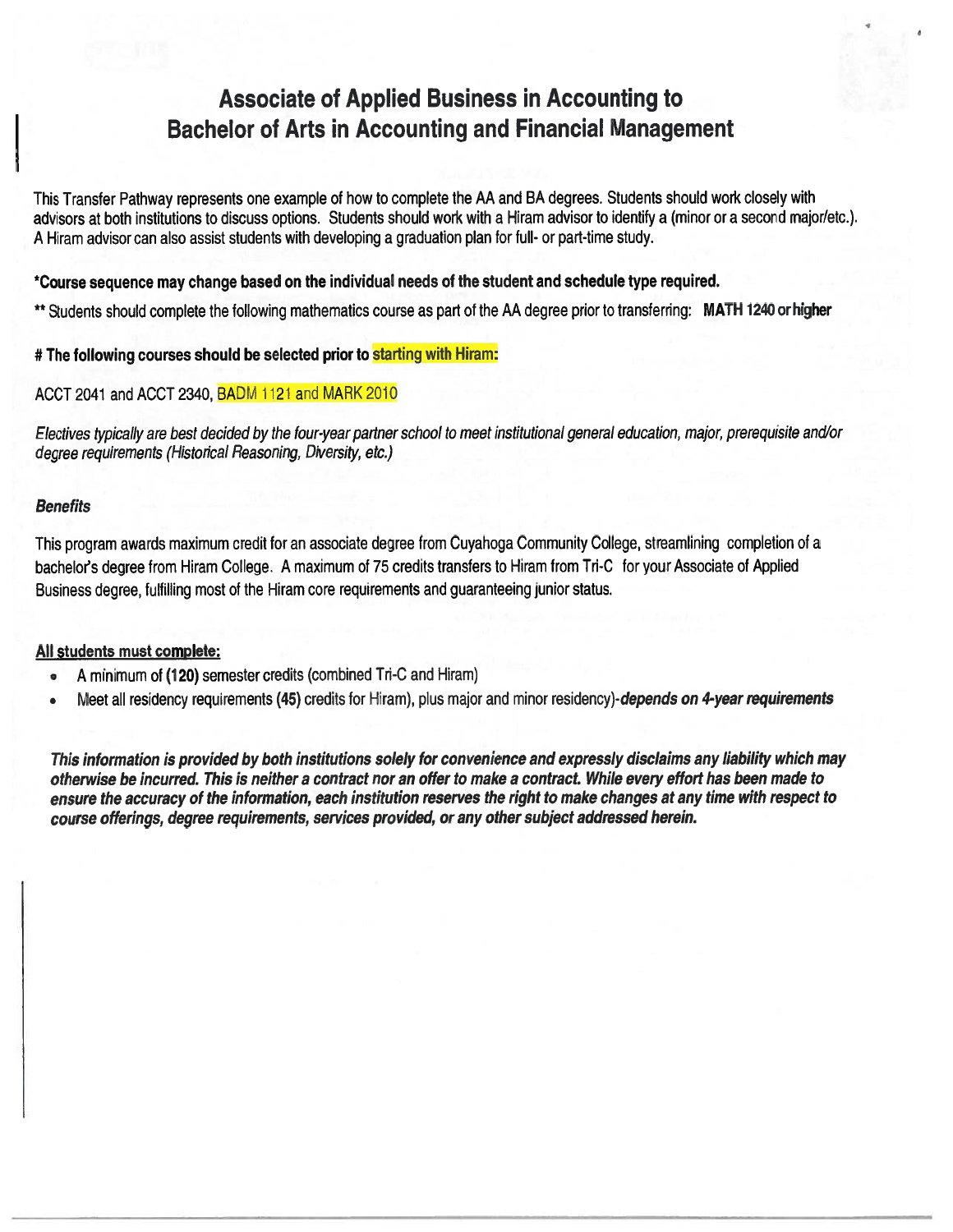# Associate of Applied Business in Accounting to Bachelor of Arts in Accounting and Financial Management

This Transfer Pathway represents one example of how to complete the AA and BA degrees. Students should work closely with advisors at both institutions to discuss options. Students should work with a Hiram advisor to identify a (minor or a second major/etc.). A Hiram advisor can also assist students with developing a graduation plan for full- or part-time study.

**\*Course sequence may change based on the individual needs of the student and schedule type required.**

** Students should complete the following mathematics course as part of the AA degree prior to transferring: **MATH 1240 or higher**

**# The following courses should be selected prior to starting with Hiram:**

ACCT 2041 and ACCT 2340, BADM 1121 and MARK 2010

*Electives typically are best decided by the four-year partner school to meet institutional general education, major, prerequisite and/or degree requirements (Historical Reasoning, Diversity, etc.)*

***Benefits***

This program awards maximum credit for an associate degree from Cuyahoga Community College, streamlining completion of a bachelor's degree from Hiram College. A maximum of 75 credits transfers to Hiram from Tri-C for your Associate of Applied Business degree, fulfilling most of the Hiram core requirements and guaranteeing junior status.

**All students must complete:**

- A minimum of **(120)** semester credits (combined Tri-C and Hiram)
- Meet all residency requirements **(45)** credits for Hiram), plus major and minor residency)-***depends on 4-year requirements***

***This information is provided by both institutions solely for convenience and expressly disclaims any liability which may otherwise be incurred. This is neither a contract nor an offer to make a contract. While every effort has been made to ensure the accuracy of the information, each institution reserves the right to make changes at any time with respect to course offerings, degree requirements, services provided, or any other subject addressed herein.***